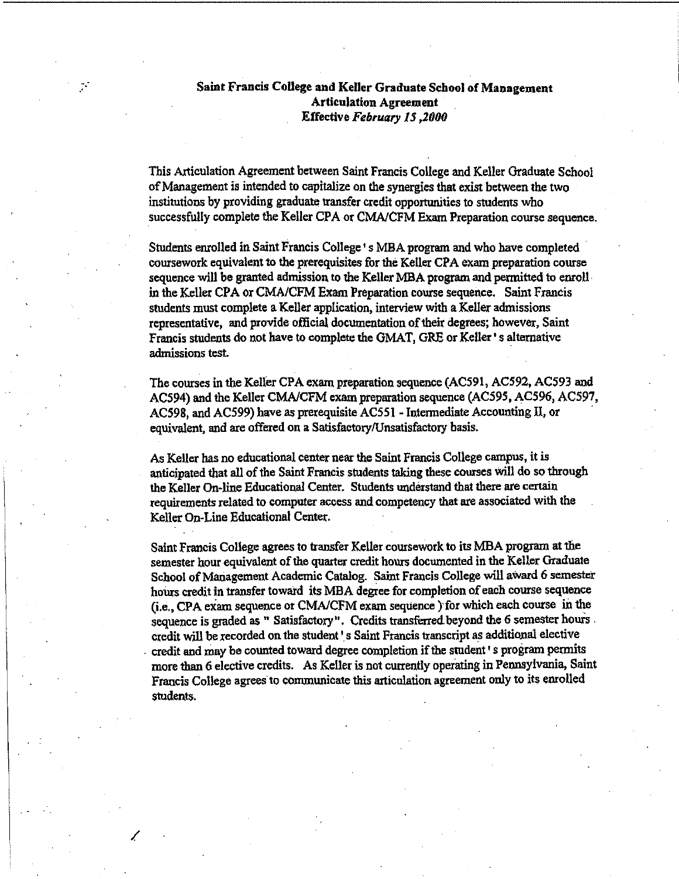**Saint Francis College and Keller Graduate School of Management**
**Articulation Agreement**
**Effective *February 15 ,2000***

This Articulation Agreement between Saint Francis College and Keller Graduate School of Management is intended to capitalize on the synergies that exist between the two institutions by providing graduate transfer credit opportunities to students who successfully complete the Keller CPA or CMA/CFM Exam Preparation course sequence.

Students enrolled in Saint Francis College's MBA program and who have completed coursework equivalent to the prerequisites for the Keller CPA exam preparation course sequence will be granted admission to the Keller MBA program and permitted to enroll in the Keller CPA or CMA/CFM Exam Preparation course sequence. Saint Francis students must complete a Keller application, interview with a Keller admissions representative, and provide official documentation of their degrees; however, Saint Francis students do not have to complete the GMAT, GRE or Keller's alternative admissions test.

The courses in the Keller CPA exam preparation sequence (AC591, AC592, AC593 and AC594) and the Keller CMA/CFM exam preparation sequence (AC595, AC596, AC597, AC598, and AC599) have as prerequisite AC551 - Intermediate Accounting II, or equivalent, and are offered on a Satisfactory/Unsatisfactory basis.

As Keller has no educational center near the Saint Francis College campus, it is anticipated that all of the Saint Francis students taking these courses will do so through the Keller On-line Educational Center. Students understand that there are certain requirements related to computer access and competency that are associated with the Keller On-Line Educational Center.

Saint Francis College agrees to transfer Keller coursework to its MBA program at the semester hour equivalent of the quarter credit hours documented in the Keller Graduate School of Management Academic Catalog. Saint Francis College will award 6 semester hours credit in transfer toward its MBA degree for completion of each course sequence (i.e., CPA exam sequence or CMA/CFM exam sequence ) for which each course in the sequence is graded as " Satisfactory". Credits transferred beyond the 6 semester hours credit will be recorded on the student's Saint Francis transcript as additional elective credit and may be counted toward degree completion if the student's program permits more than 6 elective credits. As Keller is not currently operating in Pennsylvania, Saint Francis College agrees to communicate this articulation agreement only to its enrolled students.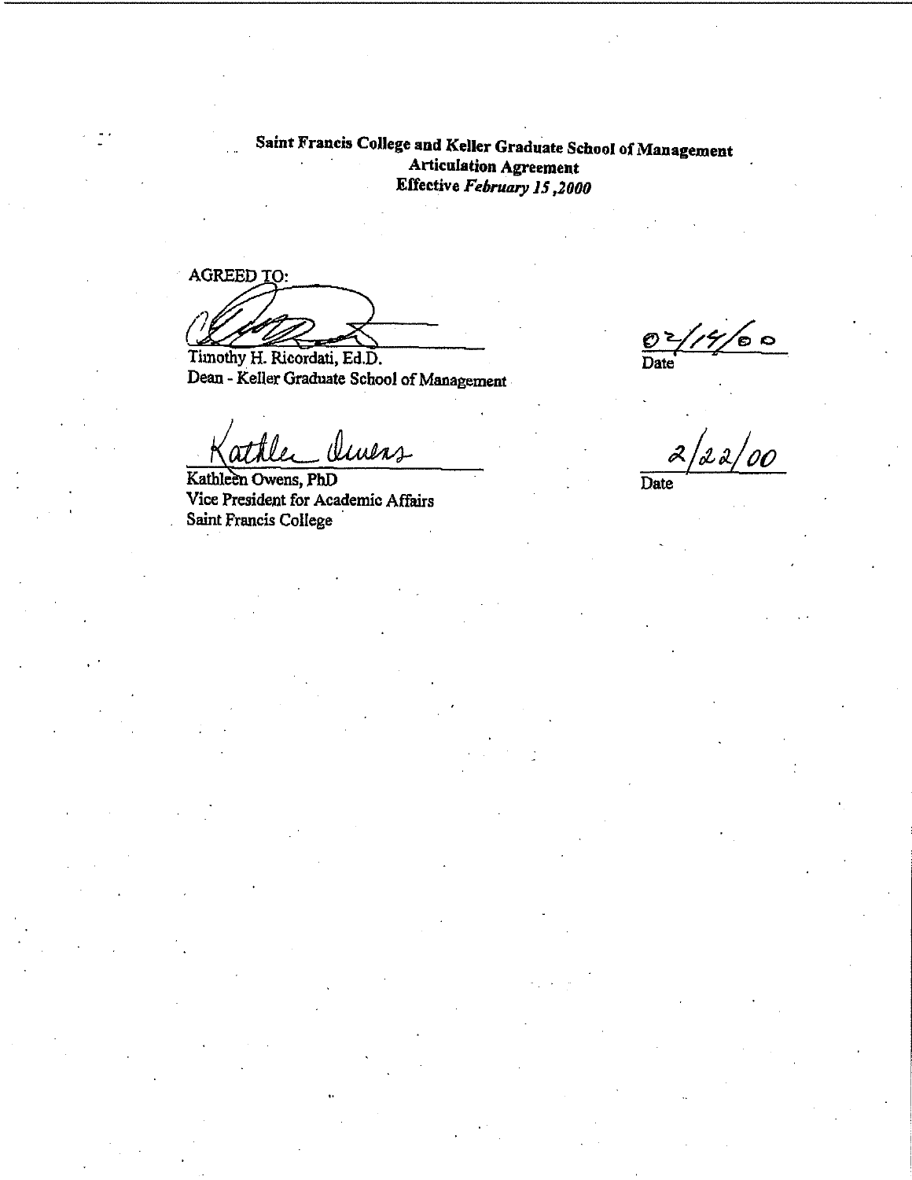**Saint Francis College and Keller Graduate School of Management**
**Articulation Agreement**
**Effective *February 15 ,2000***

AGREED TO:

Timothy H. Ricordati, Ed.D.
Dean - Keller Graduate School of Management

02/14/00
Date

Kathleen Owens, PhD
Vice President for Academic Affairs
Saint Francis College

2/22/00
Date